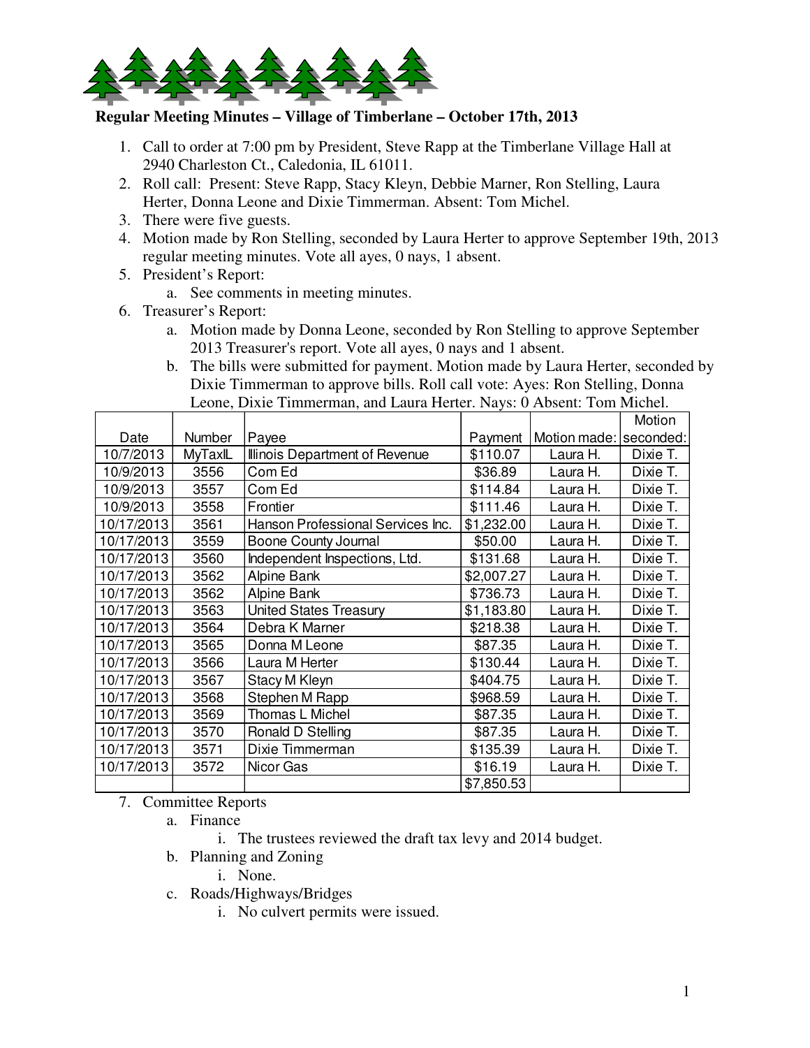## Regular Meeting Minutes – Village of Timberlane – October 17th, 2013

1. Call to order at 7:00 pm by President, Steve Rapp at the Timberlane Village Hall at 2940 Charleston Ct., Caledonia, IL 61011.
2. Roll call: Present: Steve Rapp, Stacy Kleyn, Debbie Marner, Ron Stelling, Laura Herter, Donna Leone and Dixie Timmerman. Absent: Tom Michel.
3. There were five guests.
4. Motion made by Ron Stelling, seconded by Laura Herter to approve September 19th, 2013 regular meeting minutes. Vote all ayes, 0 nays, 1 absent.
5. President's Report:
   a. See comments in meeting minutes.
6. Treasurer's Report:
   a. Motion made by Donna Leone, seconded by Ron Stelling to approve September 2013 Treasurer's report. Vote all ayes, 0 nays and 1 absent.
   b. The bills were submitted for payment. Motion made by Laura Herter, seconded by Dixie Timmerman to approve bills. Roll call vote: Ayes: Ron Stelling, Donna Leone, Dixie Timmerman, and Laura Herter. Nays: 0 Absent: Tom Michel.

| Date | Number | Payee | Payment | Motion made: | Motion seconded: |
|---|---|---|---|---|---|
| 10/7/2013 | MyTaxIL | Illinois Department of Revenue | $110.07 | Laura H. | Dixie T. |
| 10/9/2013 | 3556 | Com Ed | $36.89 | Laura H. | Dixie T. |
| 10/9/2013 | 3557 | Com Ed | $114.84 | Laura H. | Dixie T. |
| 10/9/2013 | 3558 | Frontier | $111.46 | Laura H. | Dixie T. |
| 10/17/2013 | 3561 | Hanson Professional Services Inc. | $1,232.00 | Laura H. | Dixie T. |
| 10/17/2013 | 3559 | Boone County Journal | $50.00 | Laura H. | Dixie T. |
| 10/17/2013 | 3560 | Independent Inspections, Ltd. | $131.68 | Laura H. | Dixie T. |
| 10/17/2013 | 3562 | Alpine Bank | $2,007.27 | Laura H. | Dixie T. |
| 10/17/2013 | 3562 | Alpine Bank | $736.73 | Laura H. | Dixie T. |
| 10/17/2013 | 3563 | United States Treasury | $1,183.80 | Laura H. | Dixie T. |
| 10/17/2013 | 3564 | Debra K Marner | $218.38 | Laura H. | Dixie T. |
| 10/17/2013 | 3565 | Donna M Leone | $87.35 | Laura H. | Dixie T. |
| 10/17/2013 | 3566 | Laura M Herter | $130.44 | Laura H. | Dixie T. |
| 10/17/2013 | 3567 | Stacy M Kleyn | $404.75 | Laura H. | Dixie T. |
| 10/17/2013 | 3568 | Stephen M Rapp | $968.59 | Laura H. | Dixie T. |
| 10/17/2013 | 3569 | Thomas L Michel | $87.35 | Laura H. | Dixie T. |
| 10/17/2013 | 3570 | Ronald D Stelling | $87.35 | Laura H. | Dixie T. |
| 10/17/2013 | 3571 | Dixie Timmerman | $135.39 | Laura H. | Dixie T. |
| 10/17/2013 | 3572 | Nicor Gas | $16.19 | Laura H. | Dixie T. |
| | | | $7,850.53 | | |

7. Committee Reports
   a. Finance
      i. The trustees reviewed the draft tax levy and 2014 budget.
   b. Planning and Zoning
      i. None.
   c. Roads/Highways/Bridges
      i. No culvert permits were issued.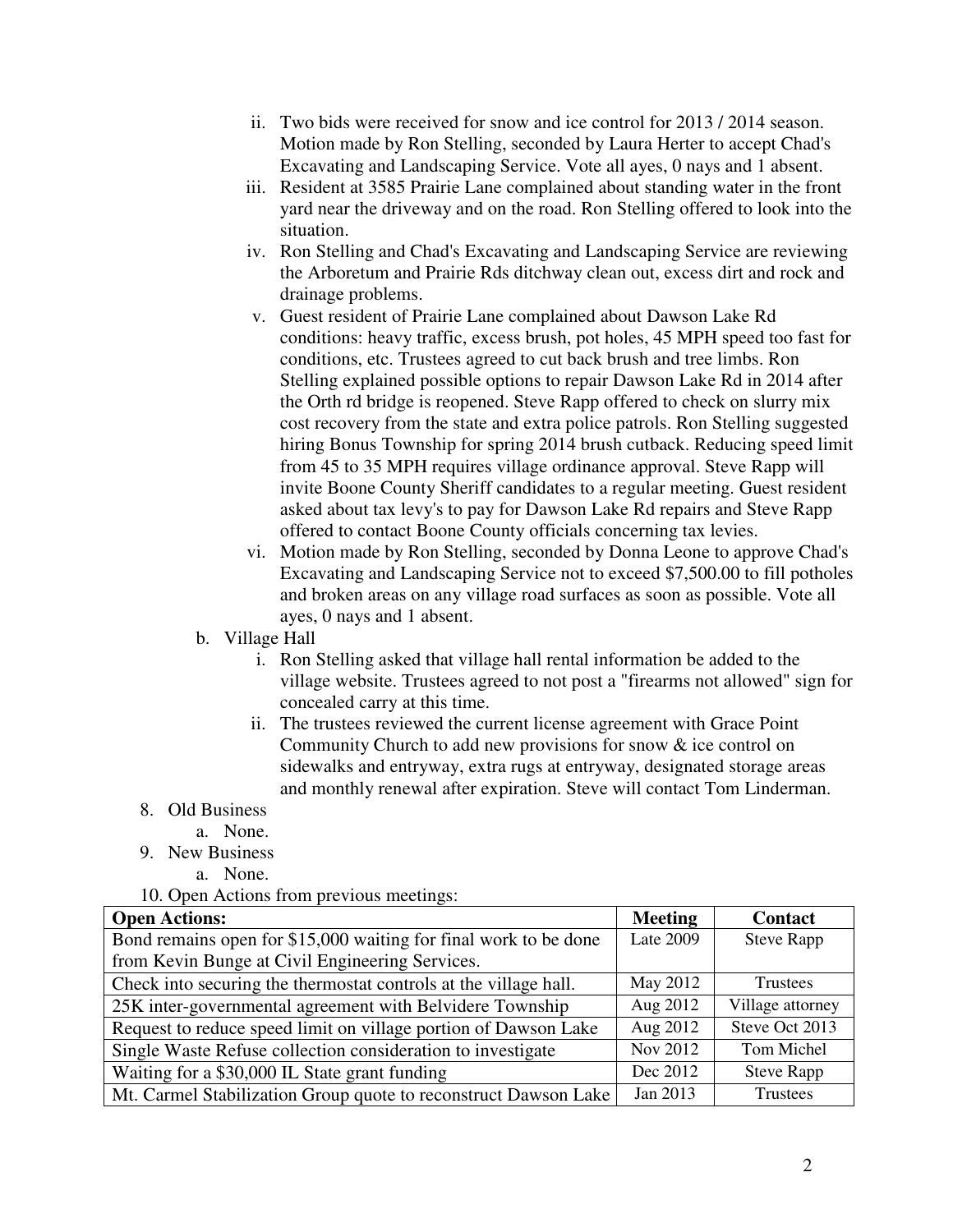ii. Two bids were received for snow and ice control for 2013 / 2014 season. Motion made by Ron Stelling, seconded by Laura Herter to accept Chad's Excavating and Landscaping Service. Vote all ayes, 0 nays and 1 absent.
   iii. Resident at 3585 Prairie Lane complained about standing water in the front yard near the driveway and on the road. Ron Stelling offered to look into the situation.
   iv. Ron Stelling and Chad's Excavating and Landscaping Service are reviewing the Arboretum and Prairie Rds ditchway clean out, excess dirt and rock and drainage problems.
   v. Guest resident of Prairie Lane complained about Dawson Lake Rd conditions: heavy traffic, excess brush, pot holes, 45 MPH speed too fast for conditions, etc. Trustees agreed to cut back brush and tree limbs. Ron Stelling explained possible options to repair Dawson Lake Rd in 2014 after the Orth rd bridge is reopened. Steve Rapp offered to check on slurry mix cost recovery from the state and extra police patrols. Ron Stelling suggested hiring Bonus Township for spring 2014 brush cutback. Reducing speed limit from 45 to 35 MPH requires village ordinance approval. Steve Rapp will invite Boone County Sheriff candidates to a regular meeting. Guest resident asked about tax levy's to pay for Dawson Lake Rd repairs and Steve Rapp offered to contact Boone County officials concerning tax levies.
   vi. Motion made by Ron Stelling, seconded by Donna Leone to approve Chad's Excavating and Landscaping Service not to exceed $7,500.00 to fill potholes and broken areas on any village road surfaces as soon as possible. Vote all ayes, 0 nays and 1 absent.

b. Village Hall
   i. Ron Stelling asked that village hall rental information be added to the village website. Trustees agreed to not post a "firearms not allowed" sign for concealed carry at this time.
   ii. The trustees reviewed the current license agreement with Grace Point Community Church to add new provisions for snow & ice control on sidewalks and entryway, extra rugs at entryway, designated storage areas and monthly renewal after expiration. Steve will contact Tom Linderman.

8. Old Business
   a. None.
9. New Business
   a. None.
10. Open Actions from previous meetings:

| **Open Actions:** | **Meeting** | **Contact** |
|---|---|---|
| Bond remains open for $15,000 waiting for final work to be done from Kevin Bunge at Civil Engineering Services. | Late 2009 | Steve Rapp |
| Check into securing the thermostat controls at the village hall. | May 2012 | Trustees |
| 25K inter-governmental agreement with Belvidere Township | Aug 2012 | Village attorney |
| Request to reduce speed limit on village portion of Dawson Lake | Aug 2012 | Steve Oct 2013 |
| Single Waste Refuse collection consideration to investigate | Nov 2012 | Tom Michel |
| Waiting for a $30,000 IL State grant funding | Dec 2012 | Steve Rapp |
| Mt. Carmel Stabilization Group quote to reconstruct Dawson Lake | Jan 2013 | Trustees |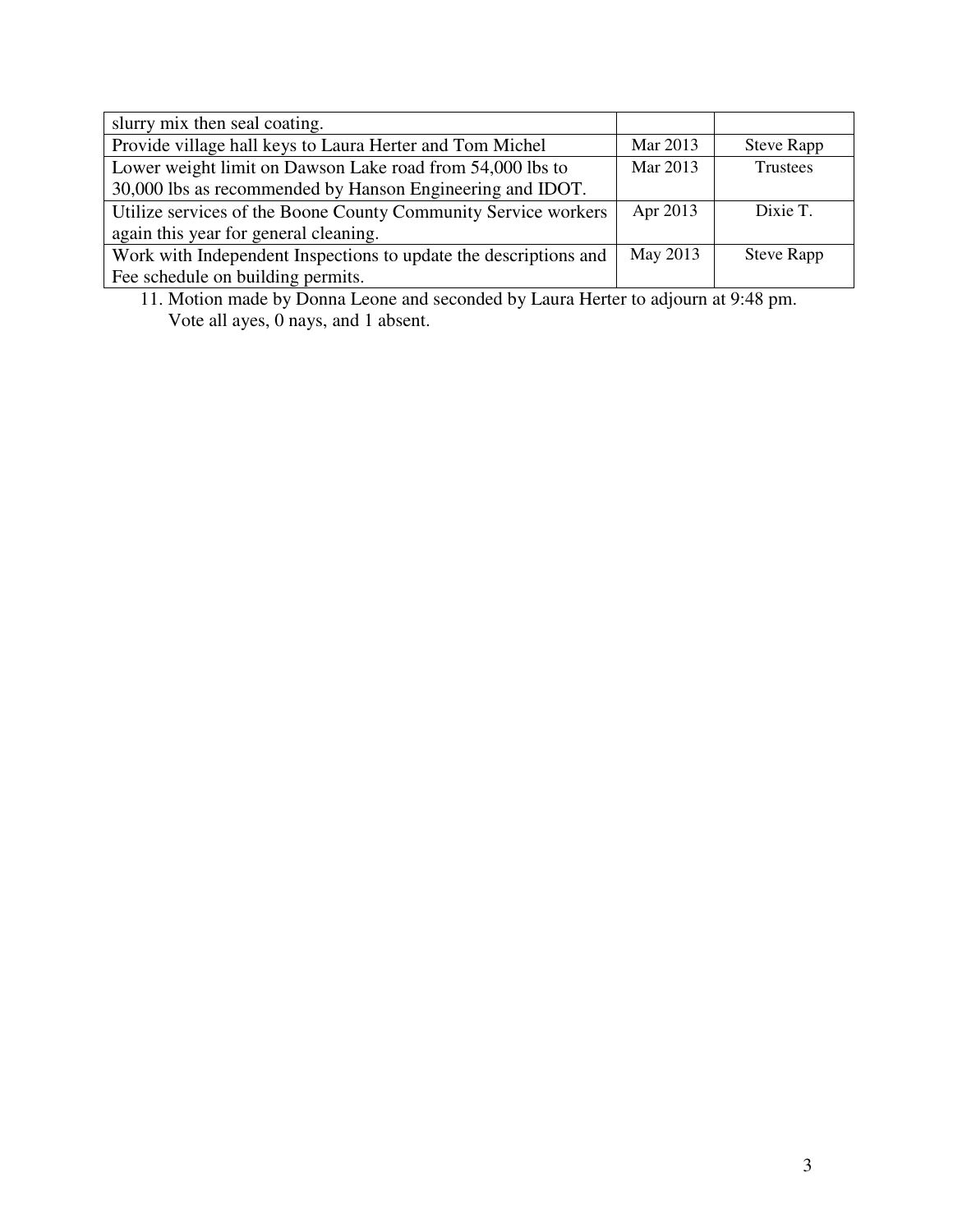| | | |
|---|---|---|
| slurry mix then seal coating. | | |
| Provide village hall keys to Laura Herter and Tom Michel | Mar 2013 | Steve Rapp |
| Lower weight limit on Dawson Lake road from 54,000 lbs to 30,000 lbs as recommended by Hanson Engineering and IDOT. | Mar 2013 | Trustees |
| Utilize services of the Boone County Community Service workers again this year for general cleaning. | Apr 2013 | Dixie T. |
| Work with Independent Inspections to update the descriptions and Fee schedule on building permits. | May 2013 | Steve Rapp |

11. Motion made by Donna Leone and seconded by Laura Herter to adjourn at 9:48 pm. Vote all ayes, 0 nays, and 1 absent.